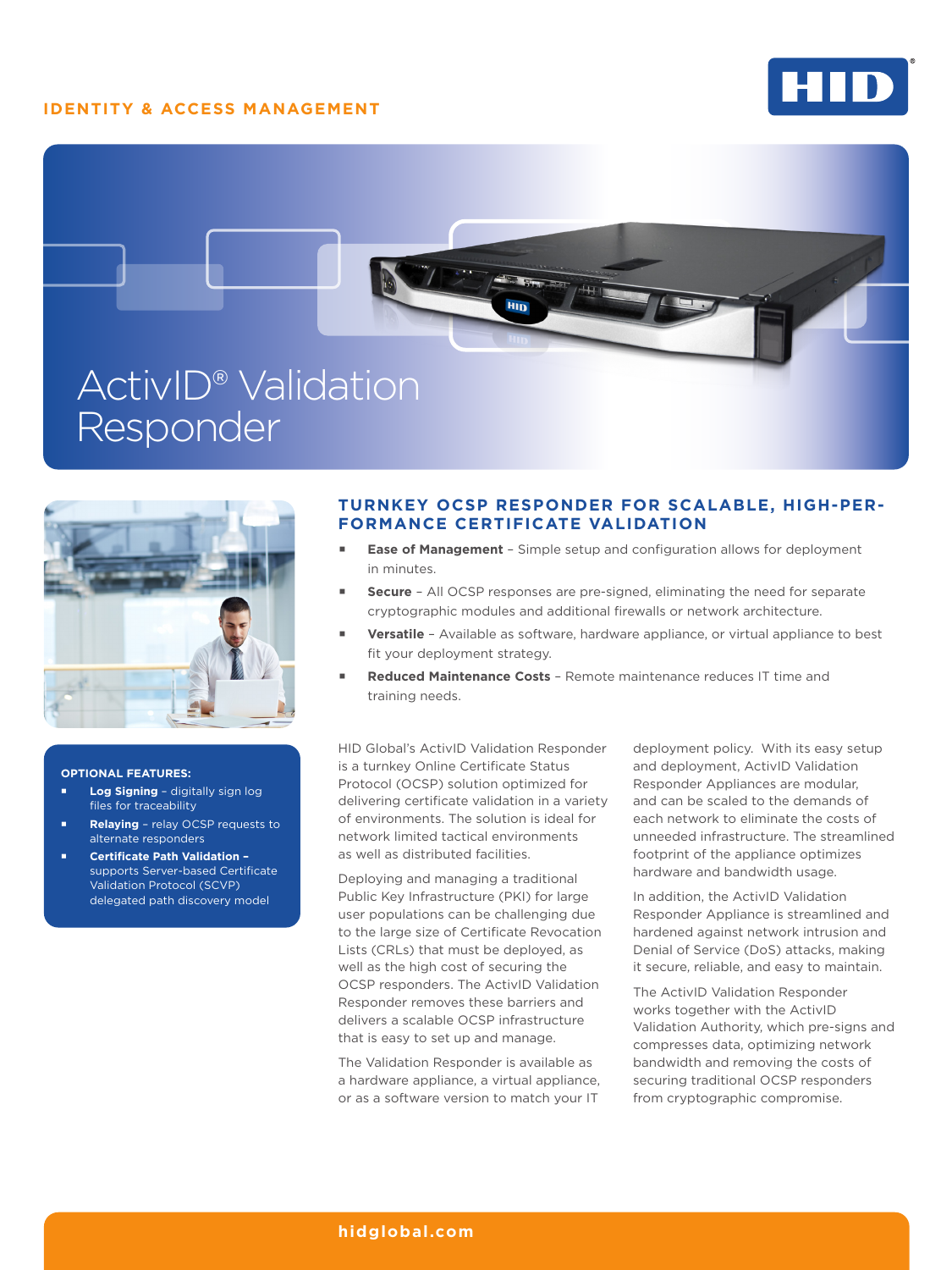IDENTITY & ACCESS MANAGEMENT

# ActivID® Validation Responder

## TURNKEY OCSP RESPONDER FOR SCALABLE, HIGH-PERFORMANCE CERTIFICATE VALIDATION

- **Ease of Management** – Simple setup and configuration allows for deployment in minutes.
- **Secure** – All OCSP responses are pre-signed, eliminating the need for separate cryptographic modules and additional firewalls or network architecture.
- **Versatile** – Available as software, hardware appliance, or virtual appliance to best fit your deployment strategy.
- **Reduced Maintenance Costs** – Remote maintenance reduces IT time and training needs.

HID Global's ActivID Validation Responder is a turnkey Online Certificate Status Protocol (OCSP) solution optimized for delivering certificate validation in a variety of environments. The solution is ideal for network limited tactical environments as well as distributed facilities.

Deploying and managing a traditional Public Key Infrastructure (PKI) for large user populations can be challenging due to the large size of Certificate Revocation Lists (CRLs) that must be deployed, as well as the high cost of securing the OCSP responders. The ActivID Validation Responder removes these barriers and delivers a scalable OCSP infrastructure that is easy to set up and manage.

The Validation Responder is available as a hardware appliance, a virtual appliance, or as a software version to match your IT deployment policy. With its easy setup and deployment, ActivID Validation Responder Appliances are modular, and can be scaled to the demands of each network to eliminate the costs of unneeded infrastructure. The streamlined footprint of the appliance optimizes hardware and bandwidth usage.

In addition, the ActivID Validation Responder Appliance is streamlined and hardened against network intrusion and Denial of Service (DoS) attacks, making it secure, reliable, and easy to maintain.

The ActivID Validation Responder works together with the ActivID Validation Authority, which pre-signs and compresses data, optimizing network bandwidth and removing the costs of securing traditional OCSP responders from cryptographic compromise.

**OPTIONAL FEATURES:**

- **Log Signing** – digitally sign log files for traceability
- **Relaying** – relay OCSP requests to alternate responders
- **Certificate Path Validation** – supports Server-based Certificate Validation Protocol (SCVP) delegated path discovery model

hidglobal.com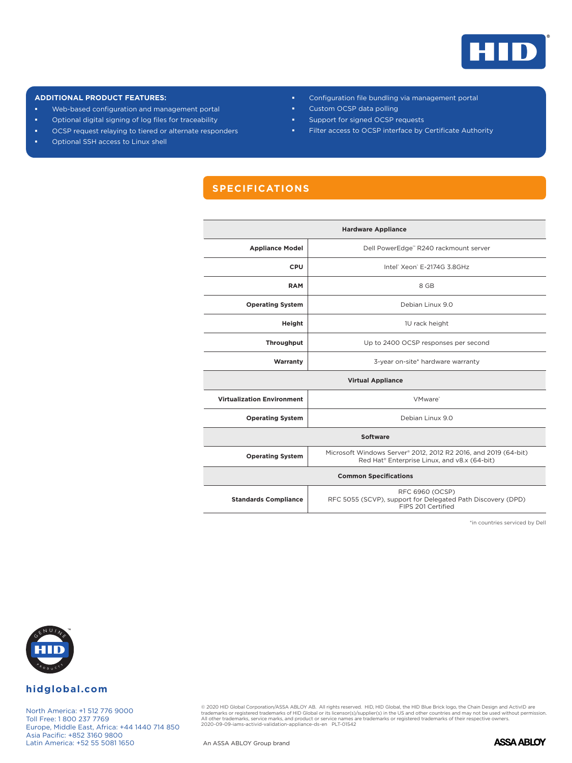### ADDITIONAL PRODUCT FEATURES:

- Web-based configuration and management portal
- Optional digital signing of log files for traceability
- OCSP request relaying to tiered or alternate responders
- Optional SSH access to Linux shell
- Configuration file bundling via management portal
- Custom OCSP data polling
- Support for signed OCSP requests
- Filter access to OCSP interface by Certificate Authority

## SPECIFICATIONS

| | |
|---|---|
| **Hardware Appliance** | |
| **Appliance Model** | Dell PowerEdge™ R240 rackmount server |
| **CPU** | Intel® Xeon® E-2174G 3.8GHz |
| **RAM** | 8 GB |
| **Operating System** | Debian Linux 9.0 |
| **Height** | 1U rack height |
| **Throughput** | Up to 2400 OCSP responses per second |
| **Warranty** | 3-year on-site* hardware warranty |
| **Virtual Appliance** | |
| **Virtualization Environment** | VMware® |
| **Operating System** | Debian Linux 9.0 |
| **Software** | |
| **Operating System** | Microsoft Windows Server® 2012, 2012 R2 2016, and 2019 (64-bit)<br>Red Hat® Enterprise Linux, and v8.x (64-bit) |
| **Common Specifications** | |
| **Standards Compliance** | RFC 6960 (OCSP)<br>RFC 5055 (SCVP), support for Delegated Path Discovery (DPD)<br>FIPS 201 Certified |

*in countries serviced by Dell

**hidglobal.com**

North America: +1 512 776 9000
Toll Free: 1 800 237 7769
Europe, Middle East, Africa: +44 1440 714 850
Asia Pacific: +852 3160 9800
Latin America: +52 55 5081 1650

© 2020 HID Global Corporation/ASSA ABLOY AB. All rights reserved. HID, HID Global, the HID Blue Brick logo, the Chain Design and ActivID are trademarks or registered trademarks of HID Global or its licensor(s)/supplier(s) in the US and other countries and may not be used without permission. All other trademarks, service marks, and product or service names are trademarks or registered trademarks of their respective owners.
2020-09-09-iams-activid-validation-appliance-ds-en PLT-01542

An ASSA ABLOY Group brand

ASSA ABLOY